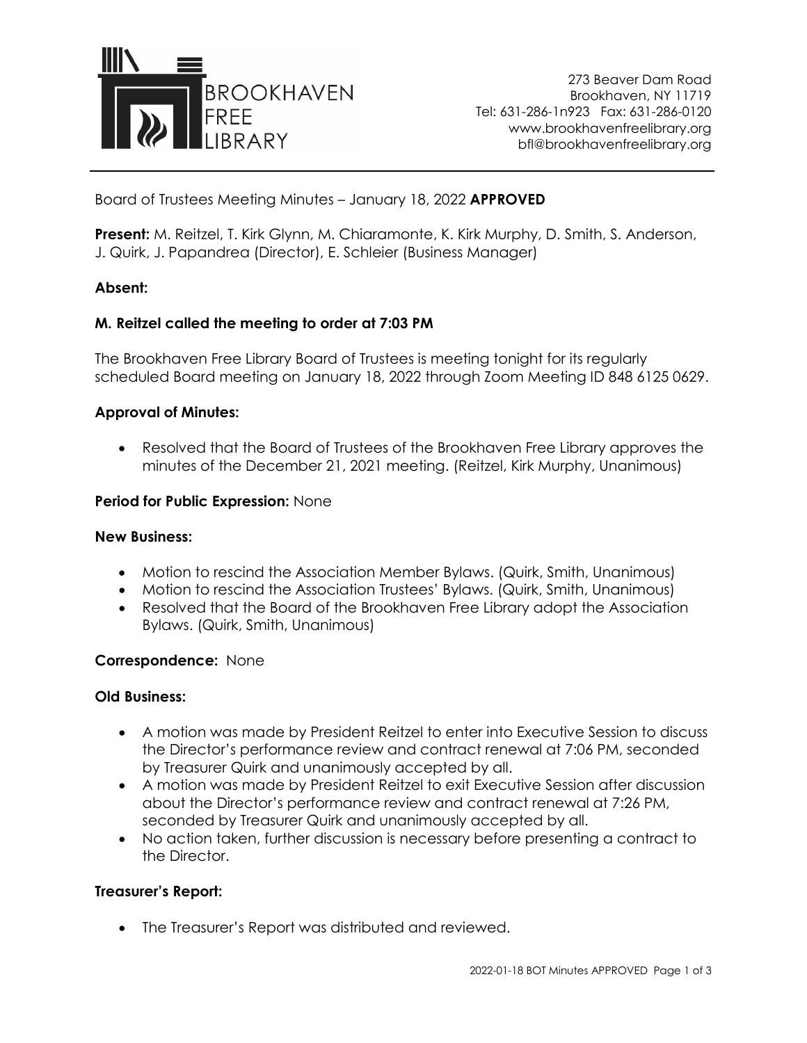BROOKHAVEN FREE LIBRARY

273 Beaver Dam Road
Brookhaven, NY 11719
Tel: 631-286-1n923 Fax: 631-286-0120
www.brookhavenfreelibrary.org
bfl@brookhavenfreelibrary.org

Board of Trustees Meeting Minutes – January 18, 2022 **APPROVED**

**Present:** M. Reitzel, T. Kirk Glynn, M. Chiaramonte, K. Kirk Murphy, D. Smith, S. Anderson, J. Quirk, J. Papandrea (Director), E. Schleier (Business Manager)

**Absent:**

**M. Reitzel called the meeting to order at 7:03 PM**

The Brookhaven Free Library Board of Trustees is meeting tonight for its regularly scheduled Board meeting on January 18, 2022 through Zoom Meeting ID 848 6125 0629.

**Approval of Minutes:**

- Resolved that the Board of Trustees of the Brookhaven Free Library approves the minutes of the December 21, 2021 meeting. (Reitzel, Kirk Murphy, Unanimous)

**Period for Public Expression:** None

**New Business:**

- Motion to rescind the Association Member Bylaws. (Quirk, Smith, Unanimous)
- Motion to rescind the Association Trustees' Bylaws. (Quirk, Smith, Unanimous)
- Resolved that the Board of the Brookhaven Free Library adopt the Association Bylaws. (Quirk, Smith, Unanimous)

**Correspondence:** None

**Old Business:**

- A motion was made by President Reitzel to enter into Executive Session to discuss the Director's performance review and contract renewal at 7:06 PM, seconded by Treasurer Quirk and unanimously accepted by all.
- A motion was made by President Reitzel to exit Executive Session after discussion about the Director's performance review and contract renewal at 7:26 PM, seconded by Treasurer Quirk and unanimously accepted by all.
- No action taken, further discussion is necessary before presenting a contract to the Director.

**Treasurer's Report:**

- The Treasurer's Report was distributed and reviewed.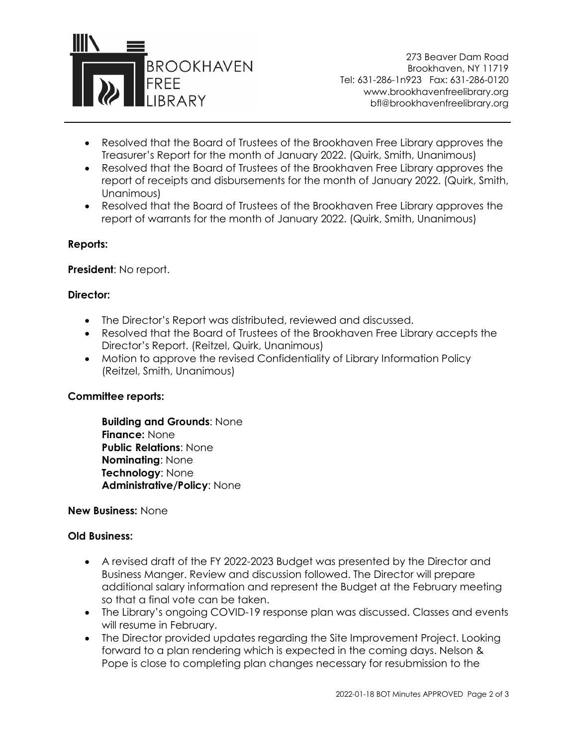- Resolved that the Board of Trustees of the Brookhaven Free Library approves the Treasurer's Report for the month of January 2022. (Quirk, Smith, Unanimous)
- Resolved that the Board of Trustees of the Brookhaven Free Library approves the report of receipts and disbursements for the month of January 2022. (Quirk, Smith, Unanimous)
- Resolved that the Board of Trustees of the Brookhaven Free Library approves the report of warrants for the month of January 2022. (Quirk, Smith, Unanimous)

**Reports:**

**President**: No report.

**Director:**

- The Director's Report was distributed, reviewed and discussed.
- Resolved that the Board of Trustees of the Brookhaven Free Library accepts the Director's Report. (Reitzel, Quirk, Unanimous)
- Motion to approve the revised Confidentiality of Library Information Policy (Reitzel, Smith, Unanimous)

**Committee reports:**

**Building and Grounds**: None
**Finance:** None
**Public Relations**: None
**Nominating**: None
**Technology**: None
**Administrative/Policy**: None

**New Business:** None

**Old Business:**

- A revised draft of the FY 2022-2023 Budget was presented by the Director and Business Manger. Review and discussion followed. The Director will prepare additional salary information and represent the Budget at the February meeting so that a final vote can be taken.
- The Library's ongoing COVID-19 response plan was discussed. Classes and events will resume in February.
- The Director provided updates regarding the Site Improvement Project. Looking forward to a plan rendering which is expected in the coming days. Nelson & Pope is close to completing plan changes necessary for resubmission to the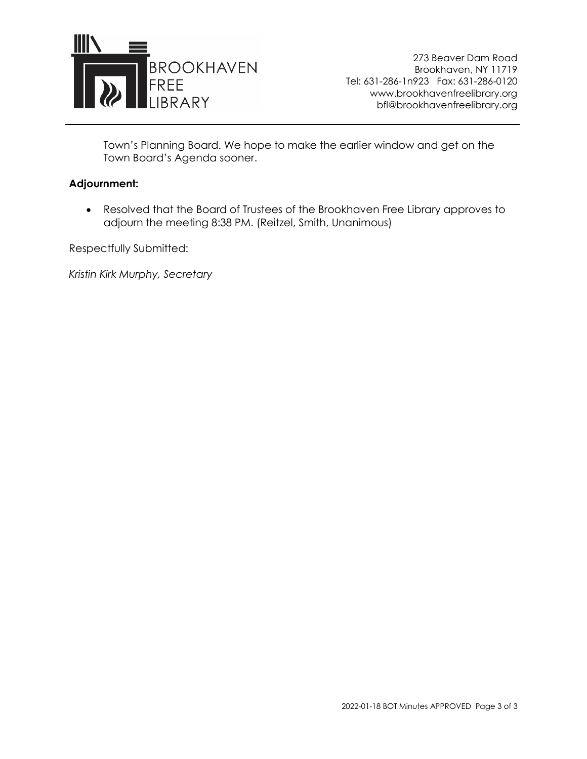Town's Planning Board. We hope to make the earlier window and get on the Town Board's Agenda sooner.

**Adjournment:**

- Resolved that the Board of Trustees of the Brookhaven Free Library approves to adjourn the meeting 8:38 PM. (Reitzel, Smith, Unanimous)

Respectfully Submitted:

*Kristin Kirk Murphy, Secretary*